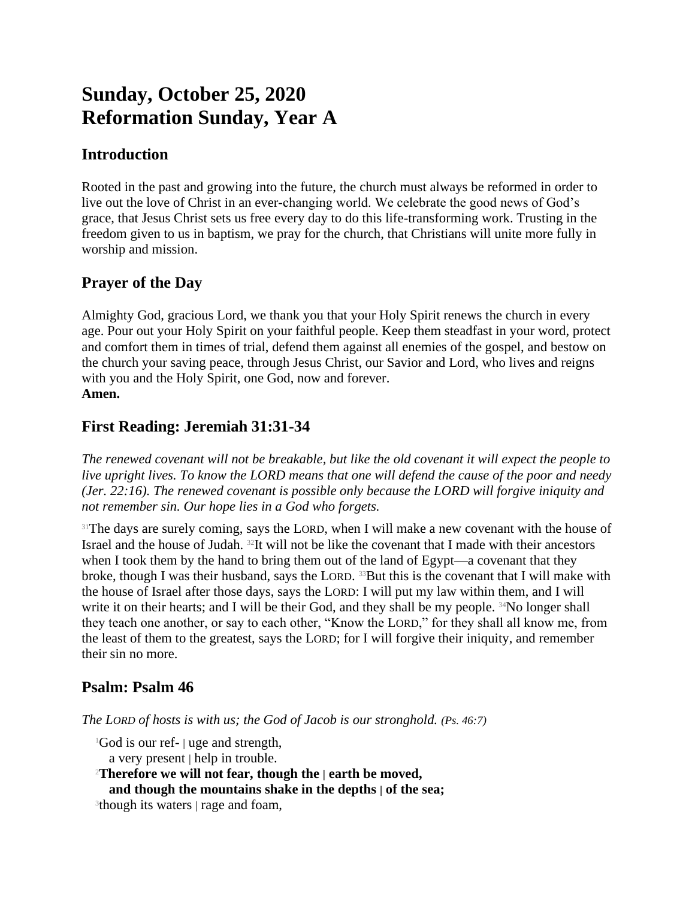# Sunday, October 25, 2020
# Reformation Sunday, Year A

## Introduction

Rooted in the past and growing into the future, the church must always be reformed in order to live out the love of Christ in an ever-changing world. We celebrate the good news of God's grace, that Jesus Christ sets us free every day to do this life-transforming work. Trusting in the freedom given to us in baptism, we pray for the church, that Christians will unite more fully in worship and mission.

## Prayer of the Day

Almighty God, gracious Lord, we thank you that your Holy Spirit renews the church in every age. Pour out your Holy Spirit on your faithful people. Keep them steadfast in your word, protect and comfort them in times of trial, defend them against all enemies of the gospel, and bestow on the church your saving peace, through Jesus Christ, our Savior and Lord, who lives and reigns with you and the Holy Spirit, one God, now and forever.
**Amen.**

## First Reading: Jeremiah 31:31-34

*The renewed covenant will not be breakable, but like the old covenant it will expect the people to live upright lives. To know the LORD means that one will defend the cause of the poor and needy (Jer. 22:16). The renewed covenant is possible only because the LORD will forgive iniquity and not remember sin. Our hope lies in a God who forgets.*

[31]The days are surely coming, says the LORD, when I will make a new covenant with the house of Israel and the house of Judah. [32]It will not be like the covenant that I made with their ancestors when I took them by the hand to bring them out of the land of Egypt—a covenant that they broke, though I was their husband, says the LORD. [33]But this is the covenant that I will make with the house of Israel after those days, says the LORD: I will put my law within them, and I will write it on their hearts; and I will be their God, and they shall be my people. [34]No longer shall they teach one another, or say to each other, "Know the LORD," for they shall all know me, from the least of them to the greatest, says the LORD; for I will forgive their iniquity, and remember their sin no more.

## Psalm: Psalm 46

*The LORD of hosts is with us; the God of Jacob is our stronghold. (Ps. 46:7)*

[1]God is our ref- | uge and strength,
a very present | help in trouble.
[2]**Therefore we will not fear, though the | earth be moved,**
**and though the mountains shake in the depths | of the sea;**
[3]though its waters | rage and foam,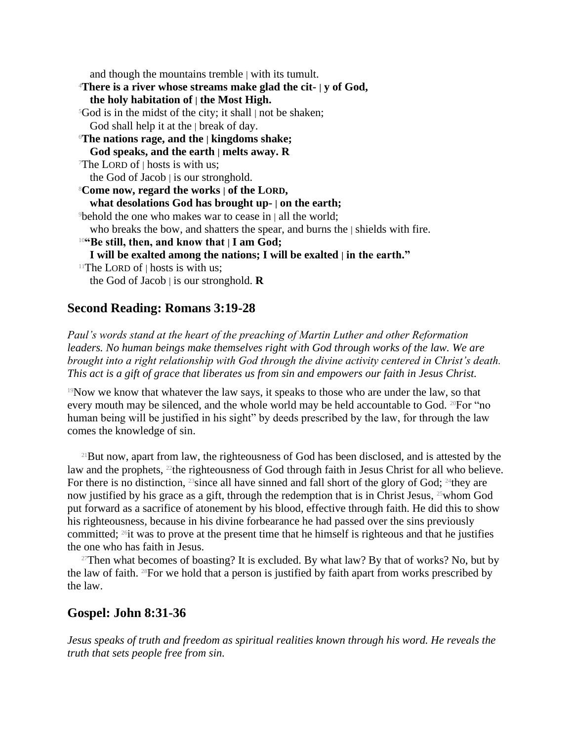and though the mountains tremble | with its tumult.
[4]**There is a river whose streams make glad the cit- | y of God,**
**the holy habitation of | the Most High.**
[5]God is in the midst of the city; it shall | not be shaken;
God shall help it at the | break of day.
[6]**The nations rage, and the | kingdoms shake;**
**God speaks, and the earth | melts away. R**
[7]The LORD of | hosts is with us;
the God of Jacob | is our stronghold.
[8]**Come now, regard the works | of the LORD,**
**what desolations God has brought up- | on the earth;**
[9]behold the one who makes war to cease in | all the world;
who breaks the bow, and shatters the spear, and burns the | shields with fire.
[10]**"Be still, then, and know that | I am God;**
**I will be exalted among the nations; I will be exalted | in the earth."**
[11]The LORD of | hosts is with us;
the God of Jacob | is our stronghold. **R**

## Second Reading: Romans 3:19-28

*Paul's words stand at the heart of the preaching of Martin Luther and other Reformation leaders. No human beings make themselves right with God through works of the law. We are brought into a right relationship with God through the divine activity centered in Christ's death. This act is a gift of grace that liberates us from sin and empowers our faith in Jesus Christ.*

[19]Now we know that whatever the law says, it speaks to those who are under the law, so that every mouth may be silenced, and the whole world may be held accountable to God. [20]For "no human being will be justified in his sight" by deeds prescribed by the law, for through the law comes the knowledge of sin.

[21]But now, apart from law, the righteousness of God has been disclosed, and is attested by the law and the prophets, [22]the righteousness of God through faith in Jesus Christ for all who believe. For there is no distinction, [23]since all have sinned and fall short of the glory of God; [24]they are now justified by his grace as a gift, through the redemption that is in Christ Jesus, [25]whom God put forward as a sacrifice of atonement by his blood, effective through faith. He did this to show his righteousness, because in his divine forbearance he had passed over the sins previously committed; [26]it was to prove at the present time that he himself is righteous and that he justifies the one who has faith in Jesus.

[27]Then what becomes of boasting? It is excluded. By what law? By that of works? No, but by the law of faith. [28]For we hold that a person is justified by faith apart from works prescribed by the law.

## Gospel: John 8:31-36

*Jesus speaks of truth and freedom as spiritual realities known through his word. He reveals the truth that sets people free from sin.*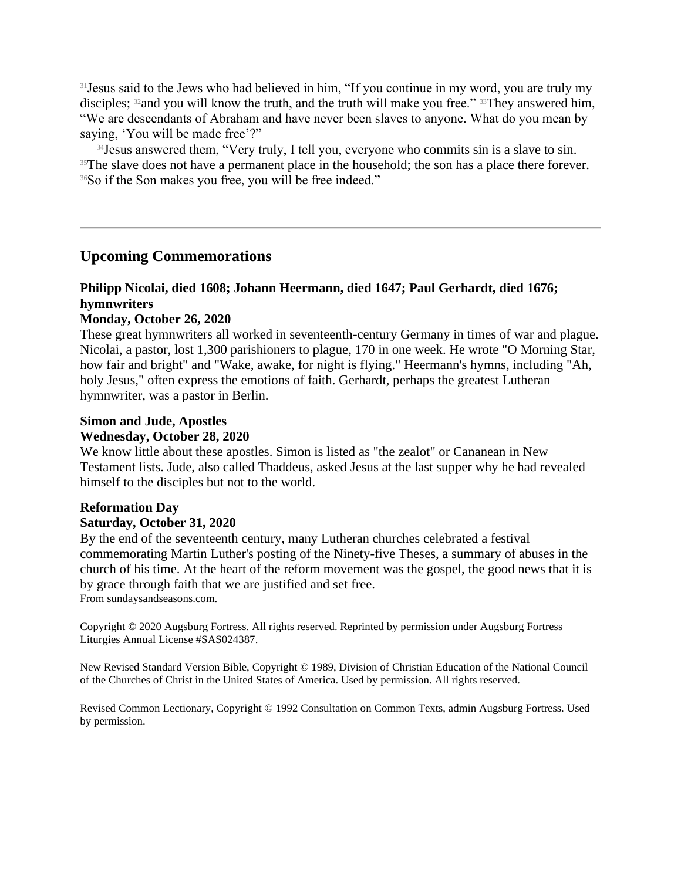[31]Jesus said to the Jews who had believed in him, “If you continue in my word, you are truly my disciples; [32]and you will know the truth, and the truth will make you free.” [33]They answered him, “We are descendants of Abraham and have never been slaves to anyone. What do you mean by saying, ‘You will be made free’?”

[34]Jesus answered them, “Very truly, I tell you, everyone who commits sin is a slave to sin. [35]The slave does not have a permanent place in the household; the son has a place there forever. [36]So if the Son makes you free, you will be free indeed.”

---

## Upcoming Commemorations

**Philipp Nicolai, died 1608; Johann Heermann, died 1647; Paul Gerhardt, died 1676; hymnwriters**
**Monday, October 26, 2020**

These great hymnwriters all worked in seventeenth-century Germany in times of war and plague. Nicolai, a pastor, lost 1,300 parishioners to plague, 170 in one week. He wrote "O Morning Star, how fair and bright" and "Wake, awake, for night is flying." Heermann's hymns, including "Ah, holy Jesus," often express the emotions of faith. Gerhardt, perhaps the greatest Lutheran hymnwriter, was a pastor in Berlin.

**Simon and Jude, Apostles**
**Wednesday, October 28, 2020**

We know little about these apostles. Simon is listed as "the zealot" or Cananean in New Testament lists. Jude, also called Thaddeus, asked Jesus at the last supper why he had revealed himself to the disciples but not to the world.

**Reformation Day**
**Saturday, October 31, 2020**

By the end of the seventeenth century, many Lutheran churches celebrated a festival commemorating Martin Luther's posting of the Ninety-five Theses, a summary of abuses in the church of his time. At the heart of the reform movement was the gospel, the good news that it is by grace through faith that we are justified and set free.
From sundaysandseasons.com.

Copyright © 2020 Augsburg Fortress. All rights reserved. Reprinted by permission under Augsburg Fortress Liturgies Annual License #SAS024387.

New Revised Standard Version Bible, Copyright © 1989, Division of Christian Education of the National Council of the Churches of Christ in the United States of America. Used by permission. All rights reserved.

Revised Common Lectionary, Copyright © 1992 Consultation on Common Texts, admin Augsburg Fortress. Used by permission.